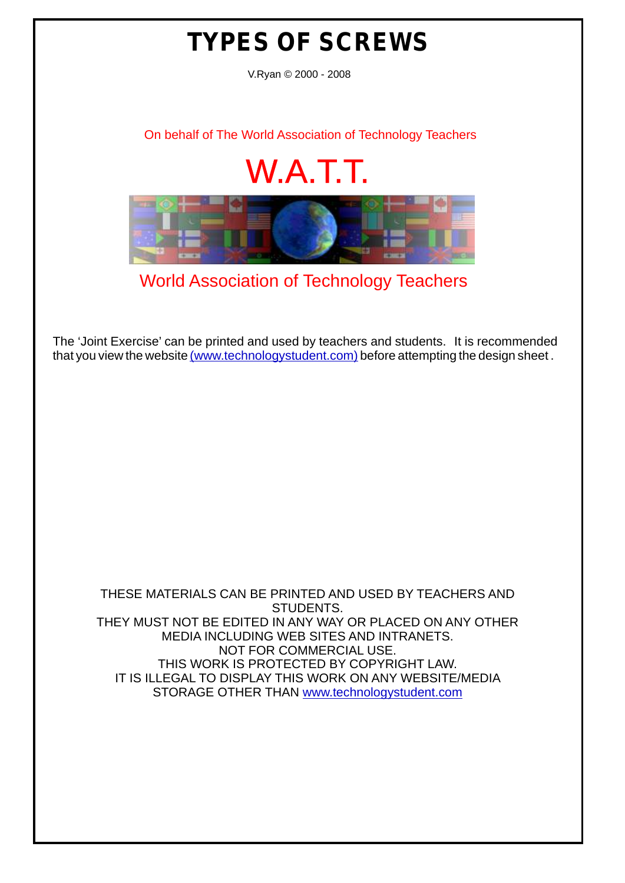# TYPES OF SCREWS

V.Ryan © 2000 - 2008

On behalf of The World Association of Technology Teachers

W.A.T.T.

World Association of Technology Teachers

The 'Joint Exercise' can be printed and used by teachers and students. It is recommended that you view the website (www.technologystudent.com) before attempting the design sheet .

THESE MATERIALS CAN BE PRINTED AND USED BY TEACHERS AND STUDENTS.
THEY MUST NOT BE EDITED IN ANY WAY OR PLACED ON ANY OTHER MEDIA INCLUDING WEB SITES AND INTRANETS.
NOT FOR COMMERCIAL USE.
THIS WORK IS PROTECTED BY COPYRIGHT LAW.
IT IS ILLEGAL TO DISPLAY THIS WORK ON ANY WEBSITE/MEDIA STORAGE OTHER THAN www.technologystudent.com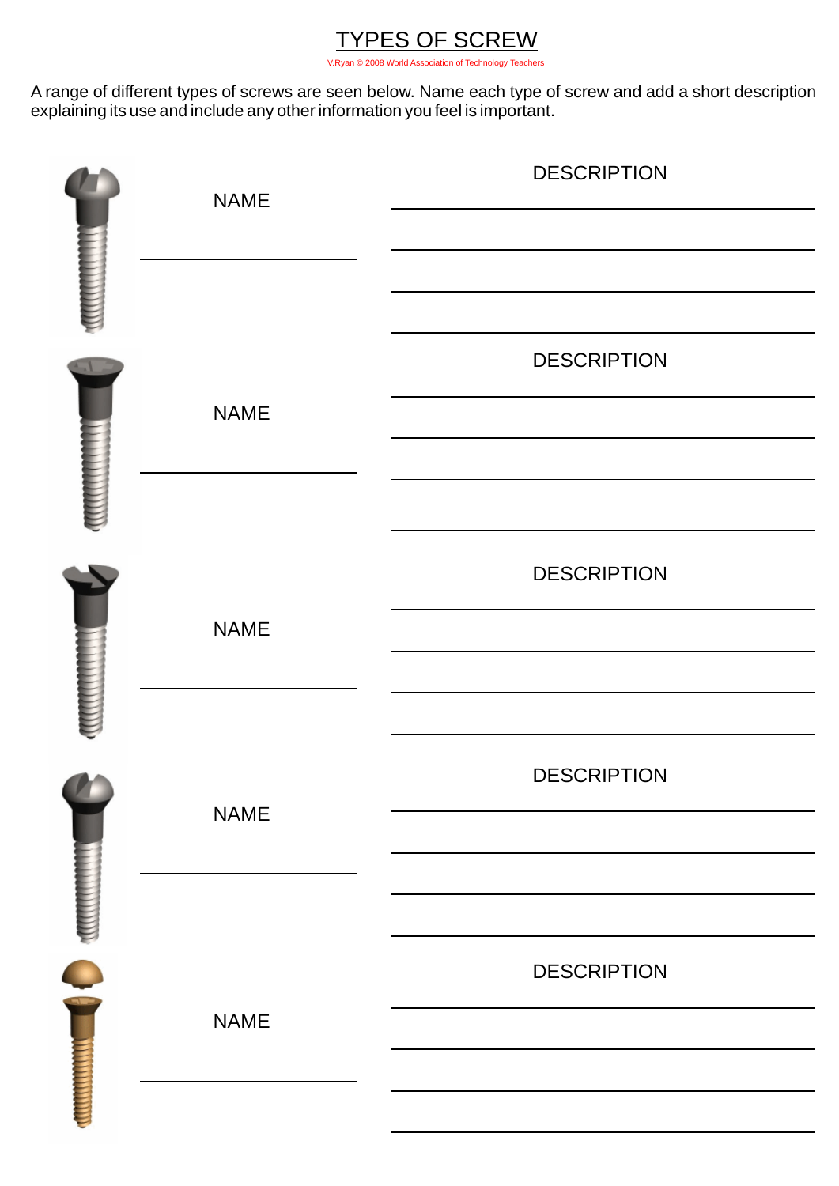# TYPES OF SCREW

V.Ryan © 2008 World Association of Technology Teachers

A range of different types of screws are seen below. Name each type of screw and add a short description explaining its use and include any other information you feel is important.

NAME

DESCRIPTION

NAME

DESCRIPTION

NAME

DESCRIPTION

NAME

DESCRIPTION

NAME

DESCRIPTION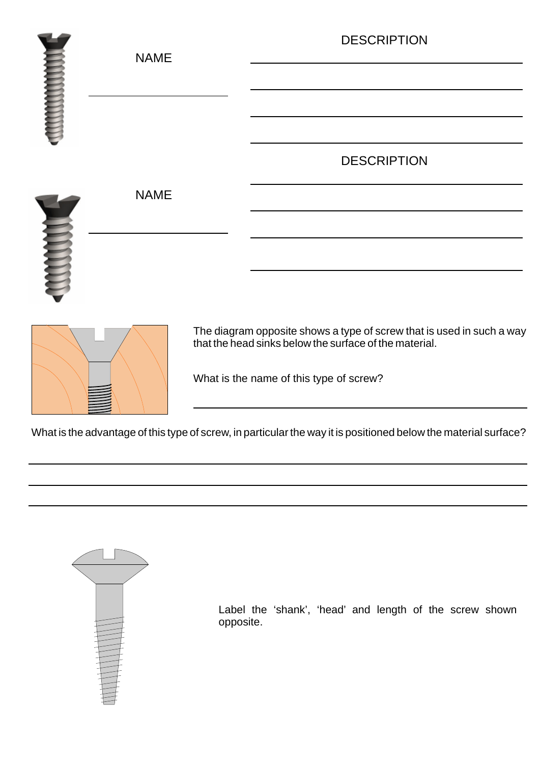NAME

DESCRIPTION

NAME

DESCRIPTION

The diagram opposite shows a type of screw that is used in such a way that the head sinks below the surface of the material.

What is the name of this type of screw?

What is the advantage of this type of screw, in particular the way it is positioned below the material surface?

Label the 'shank', 'head' and length of the screw shown opposite.